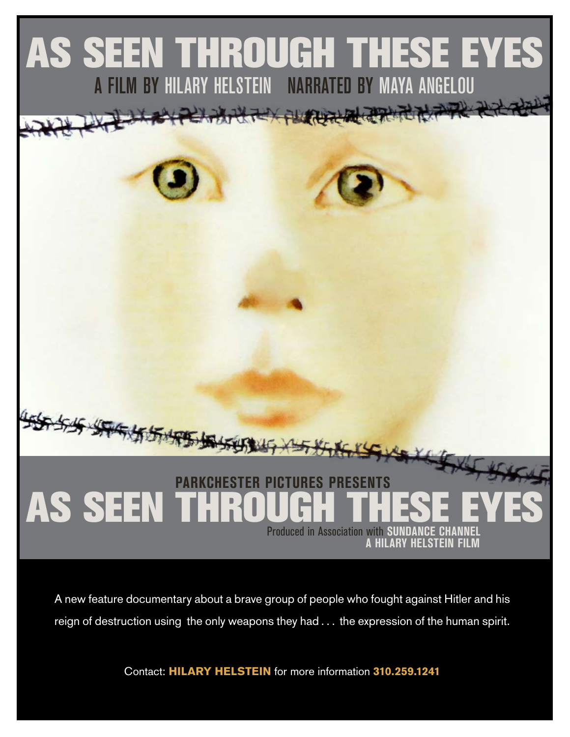# AS SEEN THROUGH THESE EYES

A FILM BY HILARY HELSTEIN NARRATED BY MAYA ANGELOU

PARKCHESTER PICTURES PRESENTS

# AS SEEN THROUGH THESE EYES

Produced in Association with **SUNDANCE CHANNEL**

**A HILARY HELSTEIN FILM**

A new feature documentary about a brave group of people who fought against Hitler and his reign of destruction using the only weapons they had . . . the expression of the human spirit.

Contact: **HILARY HELSTEIN** for more information **310.259.1241**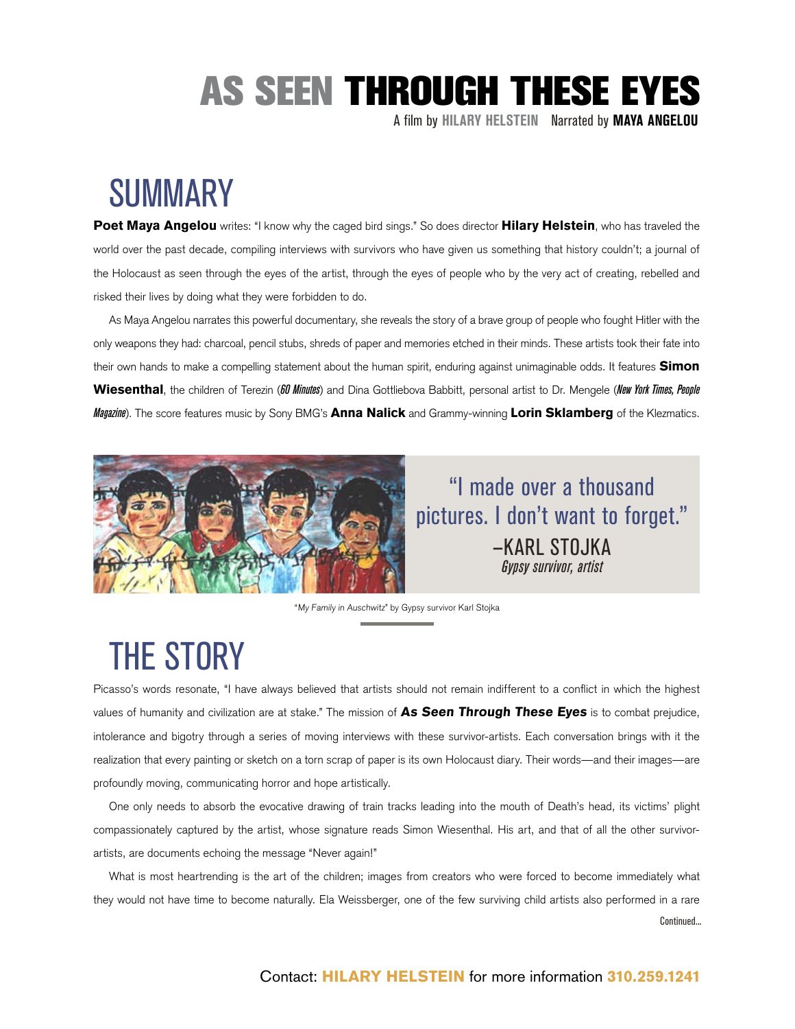# AS SEEN THROUGH THESE EYES

A film by **HILARY HELSTEIN** Narrated by **MAYA ANGELOU**

## SUMMARY

**Poet Maya Angelou** writes: "I know why the caged bird sings." So does director **Hilary Helstein**, who has traveled the world over the past decade, compiling interviews with survivors who have given us something that history couldn't; a journal of the Holocaust as seen through the eyes of the artist, through the eyes of people who by the very act of creating, rebelled and risked their lives by doing what they were forbidden to do.

As Maya Angelou narrates this powerful documentary, she reveals the story of a brave group of people who fought Hitler with the only weapons they had: charcoal, pencil stubs, shreds of paper and memories etched in their minds. These artists took their fate into their own hands to make a compelling statement about the human spirit, enduring against unimaginable odds. It features **Simon Wiesenthal**, the children of Terezin (*60 Minutes*) and Dina Gottliebova Babbitt, personal artist to Dr. Mengele (*New York Times, People Magazine*). The score features music by Sony BMG's **Anna Nalick** and Grammy-winning **Lorin Sklamberg** of the Klezmatics.

"I made over a thousand pictures. I don't want to forget."
–KARL STOJKA
*Gypsy survivor, artist*

"*My Family in Auschwitz*" by Gypsy survivor Karl Stojka

## THE STORY

Picasso's words resonate, "I have always believed that artists should not remain indifferent to a conflict in which the highest values of humanity and civilization are at stake." The mission of ***As Seen Through These Eyes*** is to combat prejudice, intolerance and bigotry through a series of moving interviews with these survivor-artists. Each conversation brings with it the realization that every painting or sketch on a torn scrap of paper is its own Holocaust diary. Their words—and their images—are profoundly moving, communicating horror and hope artistically.

One only needs to absorb the evocative drawing of train tracks leading into the mouth of Death's head, its victims' plight compassionately captured by the artist, whose signature reads Simon Wiesenthal. His art, and that of all the other survivor-artists, are documents echoing the message "Never again!"

What is most heartrending is the art of the children; images from creators who were forced to become immediately what they would not have time to become naturally. Ela Weissberger, one of the few surviving child artists also performed in a rare

Continued...

Contact: **HILARY HELSTEIN** for more information **310.259.1241**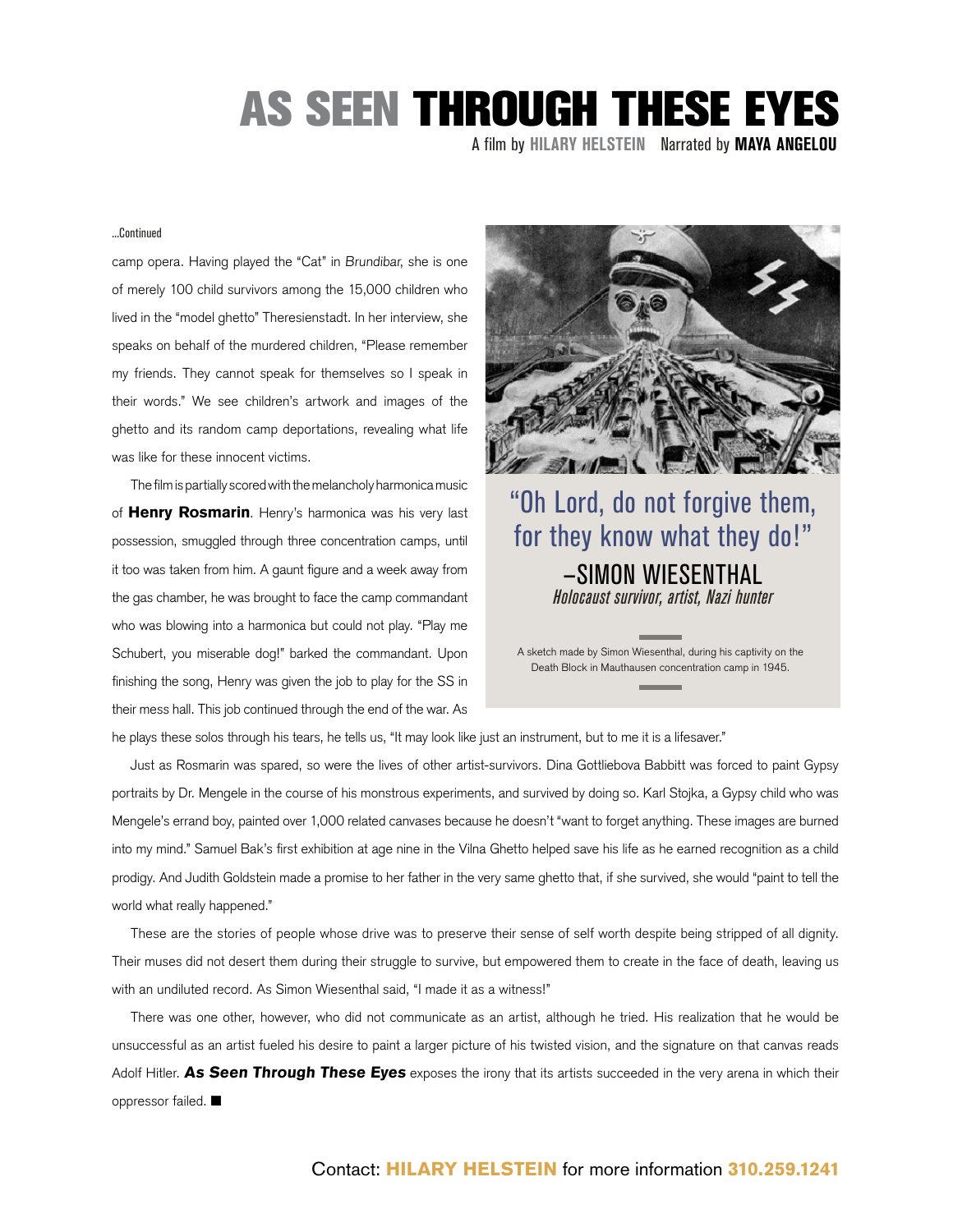# AS SEEN THROUGH THESE EYES

A film by **HILARY HELSTEIN** Narrated by **MAYA ANGELOU**

...Continued

camp opera. Having played the "Cat" in *Brundibar*, she is one of merely 100 child survivors among the 15,000 children who lived in the "model ghetto" Theresienstadt. In her interview, she speaks on behalf of the murdered children, "Please remember my friends. They cannot speak for themselves so I speak in their words." We see children's artwork and images of the ghetto and its random camp deportations, revealing what life was like for these innocent victims.

The film is partially scored with the melancholy harmonica music of **Henry Rosmarin**. Henry's harmonica was his very last possession, smuggled through three concentration camps, until it too was taken from him. A gaunt figure and a week away from the gas chamber, he was brought to face the camp commandant who was blowing into a harmonica but could not play. "Play me Schubert, you miserable dog!" barked the commandant. Upon finishing the song, Henry was given the job to play for the SS in their mess hall. This job continued through the end of the war. As he plays these solos through his tears, he tells us, "It may look like just an instrument, but to me it is a lifesaver."

"Oh Lord, do not forgive them, for they know what they do!"
–SIMON WIESENTHAL
*Holocaust survivor, artist, Nazi hunter*

A sketch made by Simon Wiesenthal, during his captivity on the Death Block in Mauthausen concentration camp in 1945.

Just as Rosmarin was spared, so were the lives of other artist-survivors. Dina Gottliebova Babbitt was forced to paint Gypsy portraits by Dr. Mengele in the course of his monstrous experiments, and survived by doing so. Karl Stojka, a Gypsy child who was Mengele's errand boy, painted over 1,000 related canvases because he doesn't "want to forget anything. These images are burned into my mind." Samuel Bak's first exhibition at age nine in the Vilna Ghetto helped save his life as he earned recognition as a child prodigy. And Judith Goldstein made a promise to her father in the very same ghetto that, if she survived, she would "paint to tell the world what really happened."

These are the stories of people whose drive was to preserve their sense of self worth despite being stripped of all dignity. Their muses did not desert them during their struggle to survive, but empowered them to create in the face of death, leaving us with an undiluted record. As Simon Wiesenthal said, "I made it as a witness!"

There was one other, however, who did not communicate as an artist, although he tried. His realization that he would be unsuccessful as an artist fueled his desire to paint a larger picture of his twisted vision, and the signature on that canvas reads Adolf Hitler. ***As Seen Through These Eyes*** exposes the irony that its artists succeeded in the very arena in which their oppressor failed. ■

Contact: **HILARY HELSTEIN** for more information **310.259.1241**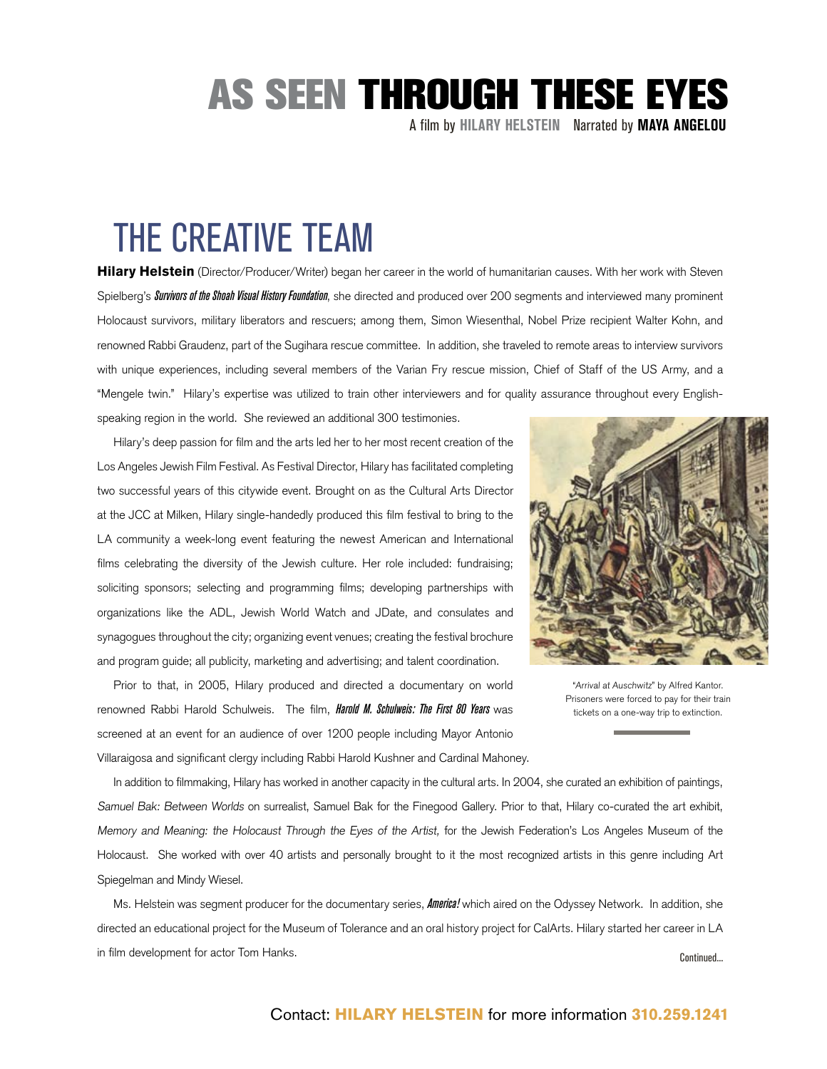# AS SEEN THROUGH THESE EYES

A film by **HILARY HELSTEIN** Narrated by **MAYA ANGELOU**

## THE CREATIVE TEAM

**Hilary Helstein** (Director/Producer/Writer) began her career in the world of humanitarian causes. With her work with Steven Spielberg's ***Survivors of the Shoah Visual History Foundation***, she directed and produced over 200 segments and interviewed many prominent Holocaust survivors, military liberators and rescuers; among them, Simon Wiesenthal, Nobel Prize recipient Walter Kohn, and renowned Rabbi Graudenz, part of the Sugihara rescue committee. In addition, she traveled to remote areas to interview survivors with unique experiences, including several members of the Varian Fry rescue mission, Chief of Staff of the US Army, and a "Mengele twin." Hilary's expertise was utilized to train other interviewers and for quality assurance throughout every English-speaking region in the world. She reviewed an additional 300 testimonies.

Hilary's deep passion for film and the arts led her to her most recent creation of the Los Angeles Jewish Film Festival. As Festival Director, Hilary has facilitated completing two successful years of this citywide event. Brought on as the Cultural Arts Director at the JCC at Milken, Hilary single-handedly produced this film festival to bring to the LA community a week-long event featuring the newest American and International films celebrating the diversity of the Jewish culture. Her role included: fundraising; soliciting sponsors; selecting and programming films; developing partnerships with organizations like the ADL, Jewish World Watch and JDate, and consulates and synagogues throughout the city; organizing event venues; creating the festival brochure and program guide; all publicity, marketing and advertising; and talent coordination.

"*Arrival at Auschwitz*" by Alfred Kantor. Prisoners were forced to pay for their train tickets on a one-way trip to extinction.

Prior to that, in 2005, Hilary produced and directed a documentary on world renowned Rabbi Harold Schulweis. The film, ***Harold M. Schulweis: The First 80 Years*** was screened at an event for an audience of over 1200 people including Mayor Antonio Villaraigosa and significant clergy including Rabbi Harold Kushner and Cardinal Mahoney.

In addition to filmmaking, Hilary has worked in another capacity in the cultural arts. In 2004, she curated an exhibition of paintings, *Samuel Bak: Between Worlds* on surrealist, Samuel Bak for the Finegood Gallery. Prior to that, Hilary co-curated the art exhibit, *Memory and Meaning: the Holocaust Through the Eyes of the Artist,* for the Jewish Federation's Los Angeles Museum of the Holocaust. She worked with over 40 artists and personally brought to it the most recognized artists in this genre including Art Spiegelman and Mindy Wiesel.

Ms. Helstein was segment producer for the documentary series, ***America!*** which aired on the Odyssey Network. In addition, she directed an educational project for the Museum of Tolerance and an oral history project for CalArts. Hilary started her career in LA in film development for actor Tom Hanks.

Continued...

Contact: **HILARY HELSTEIN** for more information **310.259.1241**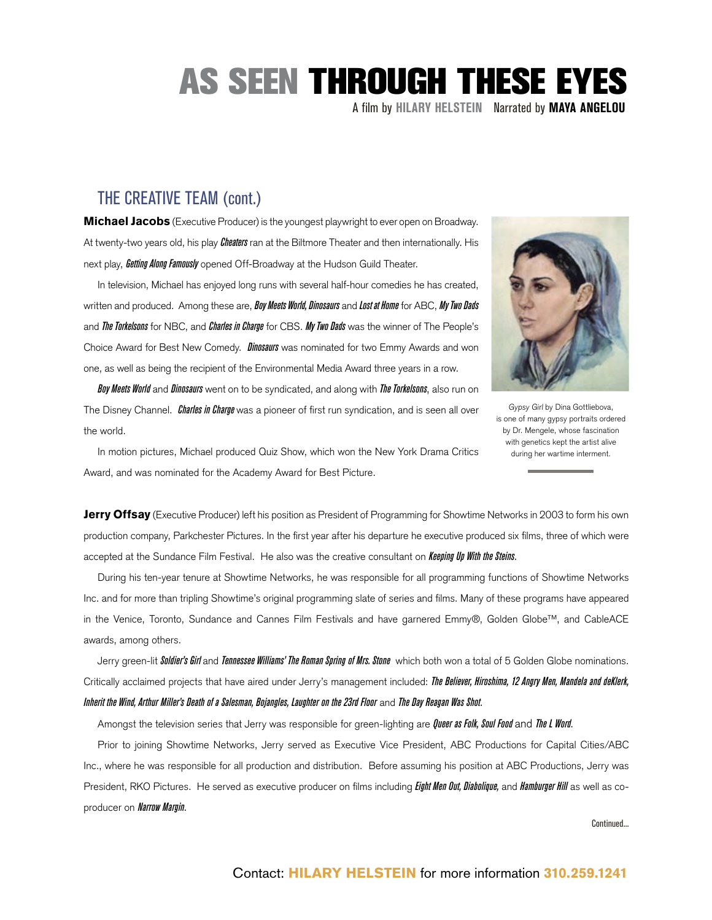# AS SEEN THROUGH THESE EYES

A film by HILARY HELSTEIN   Narrated by MAYA ANGELOU

## THE CREATIVE TEAM (cont.)

**Michael Jacobs** (Executive Producer) is the youngest playwright to ever open on Broadway. At twenty-two years old, his play ***Cheaters*** ran at the Biltmore Theater and then internationally. His next play, ***Getting Along Famously*** opened Off-Broadway at the Hudson Guild Theater.

In television, Michael has enjoyed long runs with several half-hour comedies he has created, written and produced. Among these are, ***Boy Meets World, Dinosaurs*** and ***Lost at Home*** for ABC, ***My Two Dads*** and ***The Torkelsons*** for NBC, and ***Charles in Charge*** for CBS. ***My Two Dads*** was the winner of The People's Choice Award for Best New Comedy. ***Dinosaurs*** was nominated for two Emmy Awards and won one, as well as being the recipient of the Environmental Media Award three years in a row.

***Boy Meets World*** and ***Dinosaurs*** went on to be syndicated, and along with ***The Torkelsons***, also run on The Disney Channel. ***Charles in Charge*** was a pioneer of first run syndication, and is seen all over the world.

In motion pictures, Michael produced Quiz Show, which won the New York Drama Critics Award, and was nominated for the Academy Award for Best Picture.

*Gypsy Girl* by Dina Gottliebova, is one of many gypsy portraits ordered by Dr. Mengele, whose fascination with genetics kept the artist alive during her wartime interment.

**Jerry Offsay** (Executive Producer) left his position as President of Programming for Showtime Networks in 2003 to form his own production company, Parkchester Pictures. In the first year after his departure he executive produced six films, three of which were accepted at the Sundance Film Festival. He also was the creative consultant on ***Keeping Up With the Steins***.

During his ten-year tenure at Showtime Networks, he was responsible for all programming functions of Showtime Networks Inc. and for more than tripling Showtime's original programming slate of series and films. Many of these programs have appeared in the Venice, Toronto, Sundance and Cannes Film Festivals and have garnered Emmy®, Golden Globe™, and CableACE awards, among others.

Jerry green-lit ***Soldier's Girl*** and ***Tennessee Williams' The Roman Spring of Mrs. Stone*** which both won a total of 5 Golden Globe nominations. Critically acclaimed projects that have aired under Jerry's management included: ***The Believer, Hiroshima, 12 Angry Men, Mandela and deKlerk, Inherit the Wind, Arthur Miller's Death of a Salesman, Bojangles, Laughter on the 23rd Floor*** and ***The Day Reagan Was Shot***.

Amongst the television series that Jerry was responsible for green-lighting are ***Queer as Folk, Soul Food*** and ***The L Word***.

Prior to joining Showtime Networks, Jerry served as Executive Vice President, ABC Productions for Capital Cities/ABC Inc., where he was responsible for all production and distribution. Before assuming his position at ABC Productions, Jerry was President, RKO Pictures. He served as executive producer on films including ***Eight Men Out, Diabolique,*** and ***Hamburger Hill*** as well as co-producer on ***Narrow Margin***.

Continued...

Contact: **HILARY HELSTEIN** for more information **310.259.1241**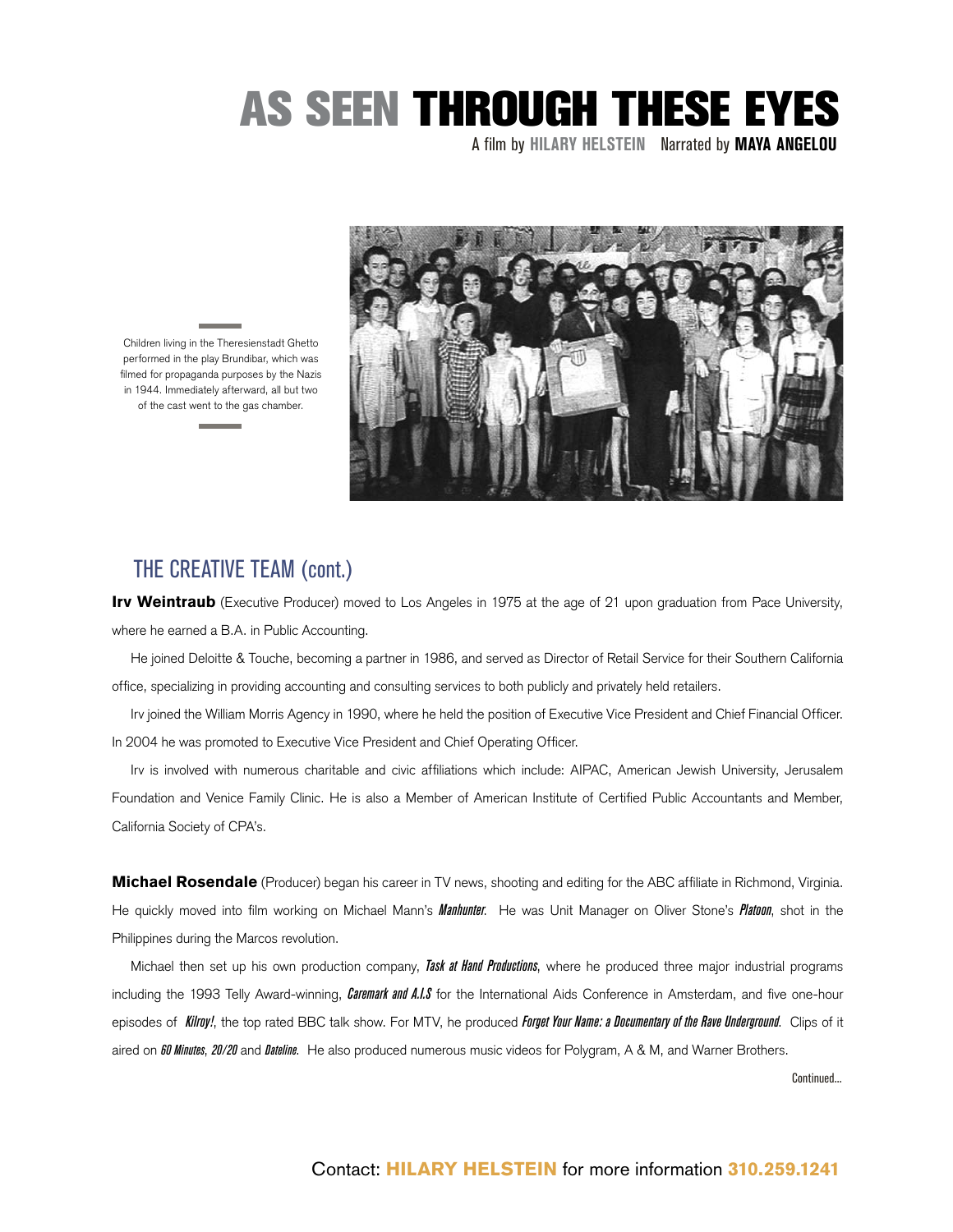# AS SEEN THROUGH THESE EYES

A film by **HILARY HELSTEIN** Narrated by **MAYA ANGELOU**

Children living in the Theresienstadt Ghetto performed in the play Brundibar, which was filmed for propaganda purposes by the Nazis in 1944. Immediately afterward, all but two of the cast went to the gas chamber.

## THE CREATIVE TEAM (cont.)

**Irv Weintraub** (Executive Producer) moved to Los Angeles in 1975 at the age of 21 upon graduation from Pace University, where he earned a B.A. in Public Accounting.

He joined Deloitte & Touche, becoming a partner in 1986, and served as Director of Retail Service for their Southern California office, specializing in providing accounting and consulting services to both publicly and privately held retailers.

Irv joined the William Morris Agency in 1990, where he held the position of Executive Vice President and Chief Financial Officer. In 2004 he was promoted to Executive Vice President and Chief Operating Officer.

Irv is involved with numerous charitable and civic affiliations which include: AIPAC, American Jewish University, Jerusalem Foundation and Venice Family Clinic. He is also a Member of American Institute of Certified Public Accountants and Member, California Society of CPA's.

**Michael Rosendale** (Producer) began his career in TV news, shooting and editing for the ABC affiliate in Richmond, Virginia. He quickly moved into film working on Michael Mann's ***Manhunter***. He was Unit Manager on Oliver Stone's ***Platoon***, shot in the Philippines during the Marcos revolution.

Michael then set up his own production company, ***Task at Hand Productions***, where he produced three major industrial programs including the 1993 Telly Award-winning, ***Caremark and A.I.S*** for the International Aids Conference in Amsterdam, and five one-hour episodes of ***Kilroy!***, the top rated BBC talk show. For MTV, he produced ***Forget Your Name: a Documentary of the Rave Underground***. Clips of it aired on ***60 Minutes***, ***20/20*** and ***Dateline***. He also produced numerous music videos for Polygram, A & M, and Warner Brothers.

Continued...

Contact: **HILARY HELSTEIN** for more information **310.259.1241**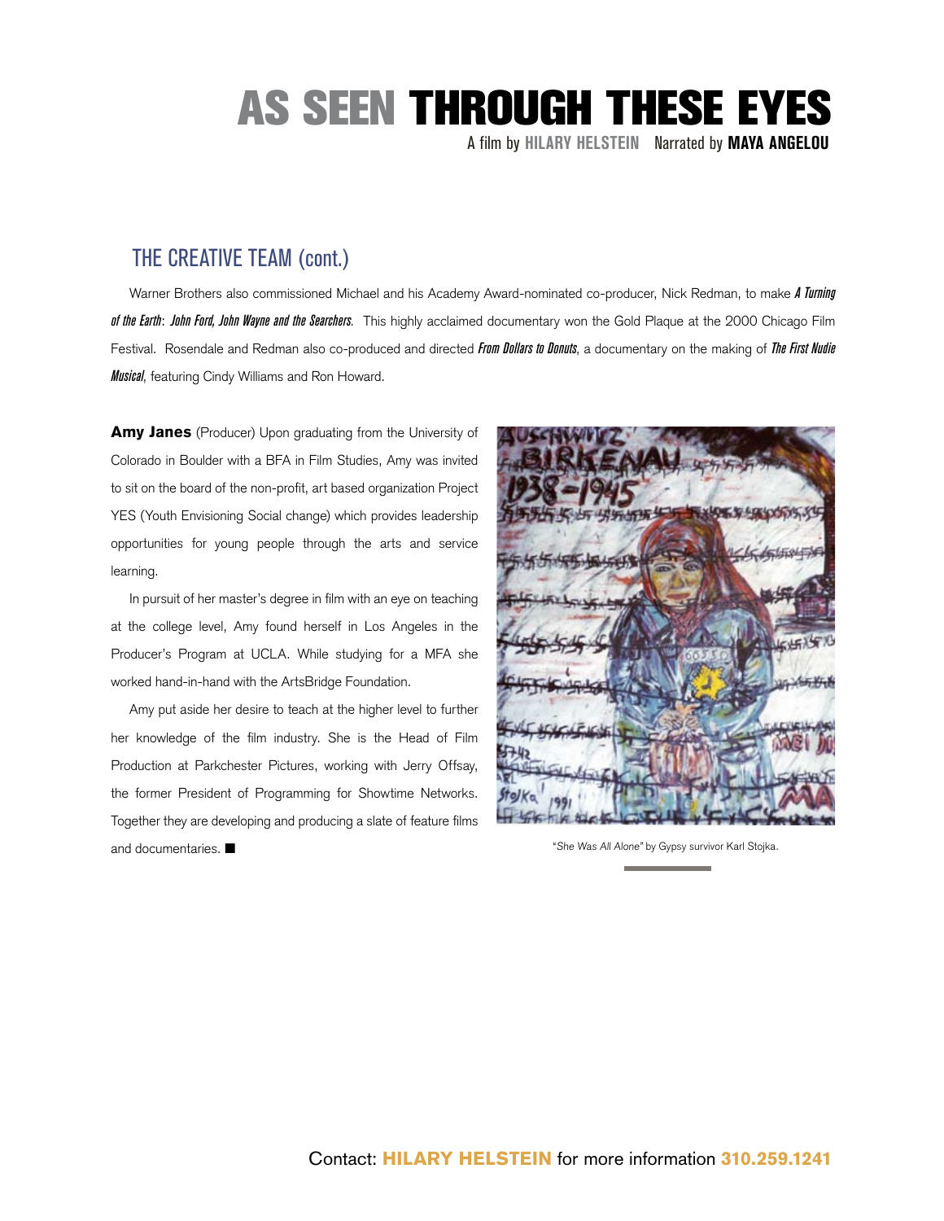## THE CREATIVE TEAM (cont.)

Warner Brothers also commissioned Michael and his Academy Award-nominated co-producer, Nick Redman, to make ***A Turning of the Earth*****:** ***John Ford, John Wayne and the Searchers***. This highly acclaimed documentary won the Gold Plaque at the 2000 Chicago Film Festival. Rosendale and Redman also co-produced and directed ***From Dollars to Donuts***, a documentary on the making of ***The First Nudie Musical***, featuring Cindy Williams and Ron Howard.

**Amy Janes** (Producer) Upon graduating from the University of Colorado in Boulder with a BFA in Film Studies, Amy was invited to sit on the board of the non-profit, art based organization Project YES (Youth Envisioning Social change) which provides leadership opportunities for young people through the arts and service learning.

In pursuit of her master's degree in film with an eye on teaching at the college level, Amy found herself in Los Angeles in the Producer's Program at UCLA. While studying for a MFA she worked hand-in-hand with the ArtsBridge Foundation.

Amy put aside her desire to teach at the higher level to further her knowledge of the film industry. She is the Head of Film Production at Parkchester Pictures, working with Jerry Offsay, the former President of Programming for Showtime Networks. Together they are developing and producing a slate of feature films and documentaries. ■

"*She Was All Alone*" by Gypsy survivor Karl Stojka.

Contact: **HILARY HELSTEIN** for more information **310.259.1241**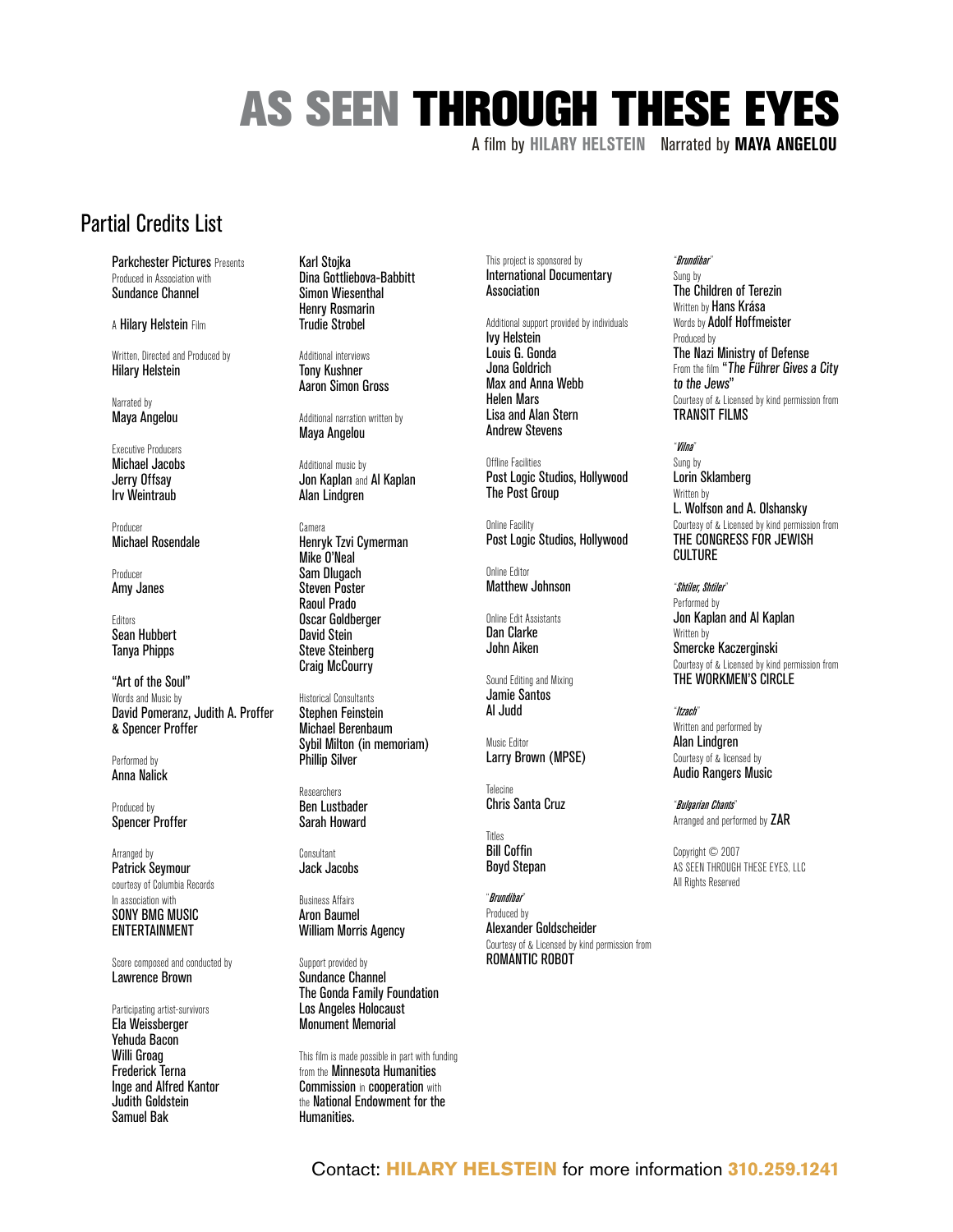# AS SEEN THROUGH THESE EYES

A film by **HILARY HELSTEIN** Narrated by **MAYA ANGELOU**

## Partial Credits List

Parkchester Pictures Presents
Produced in Association with
Sundance Channel

A Hilary Helstein Film

Written, Directed and Produced by
Hilary Helstein

Narrated by
Maya Angelou

Executive Producers
Michael Jacobs
Jerry Offsay
Irv Weintraub

Producer
Michael Rosendale

Producer
Amy Janes

Editors
Sean Hubbert
Tanya Phipps

"Art of the Soul"
Words and Music by
David Pomeranz, Judith A. Proffer & Spencer Proffer

Performed by
Anna Nalick

Produced by
Spencer Proffer

Arranged by
Patrick Seymour
courtesy of Columbia Records
In association with
SONY BMG MUSIC ENTERTAINMENT

Score composed and conducted by
Lawrence Brown

Participating artist-survivors
Ela Weissberger
Yehuda Bacon
Willi Groag
Frederick Terna
Inge and Alfred Kantor
Judith Goldstein
Samuel Bak
Karl Stojka
Dina Gottliebova-Babbitt
Simon Wiesenthal
Henry Rosmarin
Trudie Strobel

Additional interviews
Tony Kushner
Aaron Simon Gross

Additional narration written by
Maya Angelou

Additional music by
Jon Kaplan and Al Kaplan
Alan Lindgren

Camera
Henryk Tzvi Cymerman
Mike O'Neal
Sam Dlugach
Steven Poster
Raoul Prado
Oscar Goldberger
David Stein
Steve Steinberg
Craig McCourry

Historical Consultants
Stephen Feinstein
Michael Berenbaum
Sybil Milton (in memoriam)
Phillip Silver

Researchers
Ben Lustbader
Sarah Howard

Consultant
Jack Jacobs

Business Affairs
Aron Baumel
William Morris Agency

Support provided by
Sundance Channel
The Gonda Family Foundation
Los Angeles Holocaust Monument Memorial

This film is made possible in part with funding from the Minnesota Humanities Commission in cooperation with the National Endowment for the Humanities.

This project is sponsored by
International Documentary Association

Additional support provided by individuals
Ivy Helstein
Louis G. Gonda
Jona Goldrich
Max and Anna Webb
Helen Mars
Lisa and Alan Stern
Andrew Stevens

Offline Facilities
Post Logic Studios, Hollywood
The Post Group

Online Facility
Post Logic Studios, Hollywood

Online Editor
Matthew Johnson

Online Edit Assistants
Dan Clarke
John Aiken

Sound Editing and Mixing
Jamie Santos
Al Judd

Music Editor
Larry Brown (MPSE)

Telecine
Chris Santa Cruz

Titles
Bill Coffin
Boyd Stepan

"*Brundibar*"
Produced by
Alexander Goldscheider
Courtesy of & Licensed by kind permission from
ROMANTIC ROBOT

"*Brundibar*"
Sung by
The Children of Terezin
Written by Hans Krása
Words by Adolf Hoffmeister
Produced by
The Nazi Ministry of Defense
From the film "*The Führer Gives a City to the Jews*"
Courtesy of & Licensed by kind permission from
TRANSIT FILMS

"*Vilna*"
Sung by
Lorin Sklamberg
Written by
L. Wolfson and A. Olshansky
Courtesy of & Licensed by kind permission from
THE CONGRESS FOR JEWISH CULTURE

"*Shtiler, Shtiler*"
Performed by
Jon Kaplan and Al Kaplan
Written by
Smercke Kaczerginski
Courtesy of & Licensed by kind permission from
THE WORKMEN'S CIRCLE

"*Itzach*"
Written and performed by
Alan Lindgren
Courtesy of & licensed by
Audio Rangers Music

"*Bulgarian Chants*"
Arranged and performed by ZAR

Copyright © 2007
AS SEEN THROUGH THESE EYES, LLC
All Rights Reserved

Contact: **HILARY HELSTEIN** for more information **310.259.1241**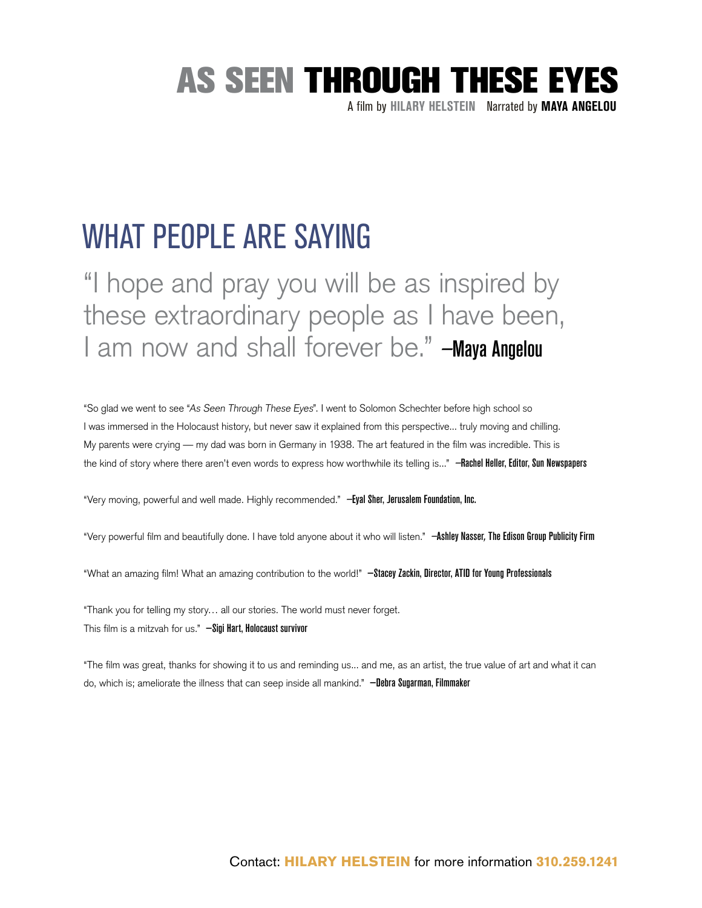# AS SEEN THROUGH THESE EYES

A film by **HILARY HELSTEIN** Narrated by **MAYA ANGELOU**

## WHAT PEOPLE ARE SAYING

"I hope and pray you will be as inspired by these extraordinary people as I have been, I am now and shall forever be." **–Maya Angelou**

"So glad we went to see "*As Seen Through These Eyes*". I went to Solomon Schechter before high school so I was immersed in the Holocaust history, but never saw it explained from this perspective... truly moving and chilling. My parents were crying — my dad was born in Germany in 1938. The art featured in the film was incredible. This is the kind of story where there aren't even words to express how worthwhile its telling is..." **–Rachel Heller, Editor, Sun Newspapers**

"Very moving, powerful and well made. Highly recommended." **–Eyal Sher, Jerusalem Foundation, Inc.**

"Very powerful film and beautifully done. I have told anyone about it who will listen." **–Ashley Nasser, The Edison Group Publicity Firm**

"What an amazing film! What an amazing contribution to the world!" **–Stacey Zackin, Director, ATID for Young Professionals**

"Thank you for telling my story… all our stories. The world must never forget. This film is a mitzvah for us." **–Sigi Hart, Holocaust survivor**

"The film was great, thanks for showing it to us and reminding us... and me, as an artist, the true value of art and what it can do, which is; ameliorate the illness that can seep inside all mankind." **–Debra Sugarman, Filmmaker**

Contact: **HILARY HELSTEIN** for more information **310.259.1241**